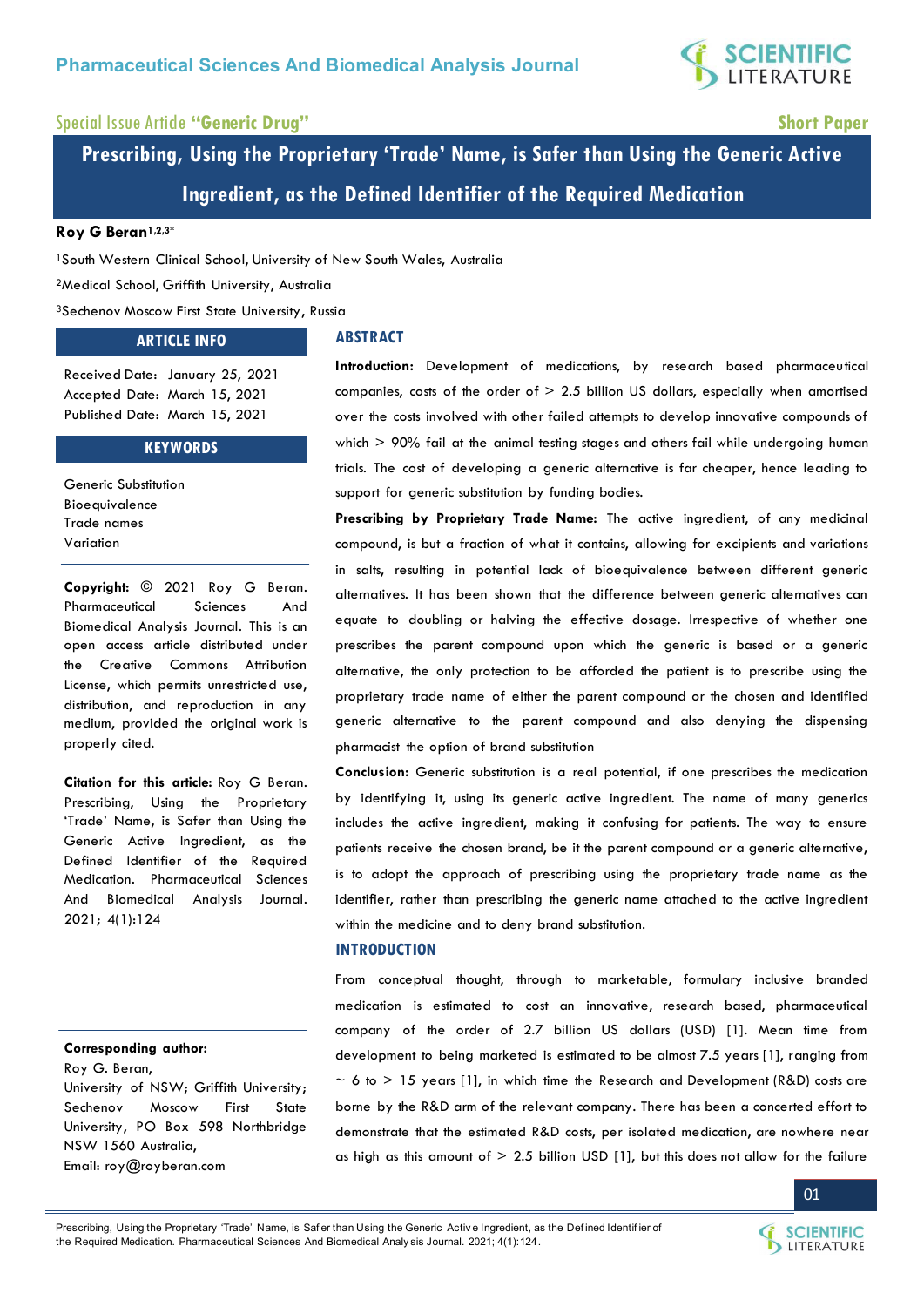Special Issue Article **"Generic Drug"**

**Short Paper**

# Prescribing, Using the Proprietary 'Trade' Name, is Safer than Using the Generic Active Ingredient, as the Defined Identifier of the Required Medication

**Roy G Beran**[1,2,3]*

[1]South Western Clinical School, University of New South Wales, Australia

[2]Medical School, Griffith University, Australia

[3]Sechenov Moscow First State University, Russia

## ARTICLE INFO

Received Date: January 25, 2021
Accepted Date: March 15, 2021
Published Date: March 15, 2021

## KEYWORDS

Generic Substitution
Bioequivalence
Trade names
Variation

**Copyright:** © 2021 Roy G Beran. Pharmaceutical Sciences And Biomedical Analysis Journal. This is an open access article distributed under the Creative Commons Attribution License, which permits unrestricted use, distribution, and reproduction in any medium, provided the original work is properly cited.

**Citation for this article:** Roy G Beran. Prescribing, Using the Proprietary 'Trade' Name, is Safer than Using the Generic Active Ingredient, as the Defined Identifier of the Required Medication. Pharmaceutical Sciences And Biomedical Analysis Journal. 2021; 4(1):124

**Corresponding author:**
Roy G. Beran,
University of NSW; Griffith University; Sechenov Moscow First State University, PO Box 598 Northbridge NSW 1560 Australia,
Email: roy@royberan.com

## ABSTRACT

**Introduction:** Development of medications, by research based pharmaceutical companies, costs of the order of > 2.5 billion US dollars, especially when amortised over the costs involved with other failed attempts to develop innovative compounds of which > 90% fail at the animal testing stages and others fail while undergoing human trials. The cost of developing a generic alternative is far cheaper, hence leading to support for generic substitution by funding bodies.

**Prescribing by Proprietary Trade Name:** The active ingredient, of any medicinal compound, is but a fraction of what it contains, allowing for excipients and variations in salts, resulting in potential lack of bioequivalence between different generic alternatives. It has been shown that the difference between generic alternatives can equate to doubling or halving the effective dosage. Irrespective of whether one prescribes the parent compound upon which the generic is based or a generic alternative, the only protection to be afforded the patient is to prescribe using the proprietary trade name of either the parent compound or the chosen and identified generic alternative to the parent compound and also denying the dispensing pharmacist the option of brand substitution

**Conclusion:** Generic substitution is a real potential, if one prescribes the medication by identifying it, using its generic active ingredient. The name of many generics includes the active ingredient, making it confusing for patients. The way to ensure patients receive the chosen brand, be it the parent compound or a generic alternative, is to adopt the approach of prescribing using the proprietary trade name as the identifier, rather than prescribing the generic name attached to the active ingredient within the medicine and to deny brand substitution.

## INTRODUCTION

From conceptual thought, through to marketable, formulary inclusive branded medication is estimated to cost an innovative, research based, pharmaceutical company of the order of 2.7 billion US dollars (USD) [1]. Mean time from development to being marketed is estimated to be almost 7.5 years [1], ranging from ~ 6 to > 15 years [1], in which time the Research and Development (R&D) costs are borne by the R&D arm of the relevant company. There has been a concerted effort to demonstrate that the estimated R&D costs, per isolated medication, are nowhere near as high as this amount of > 2.5 billion USD [1], but this does not allow for the failure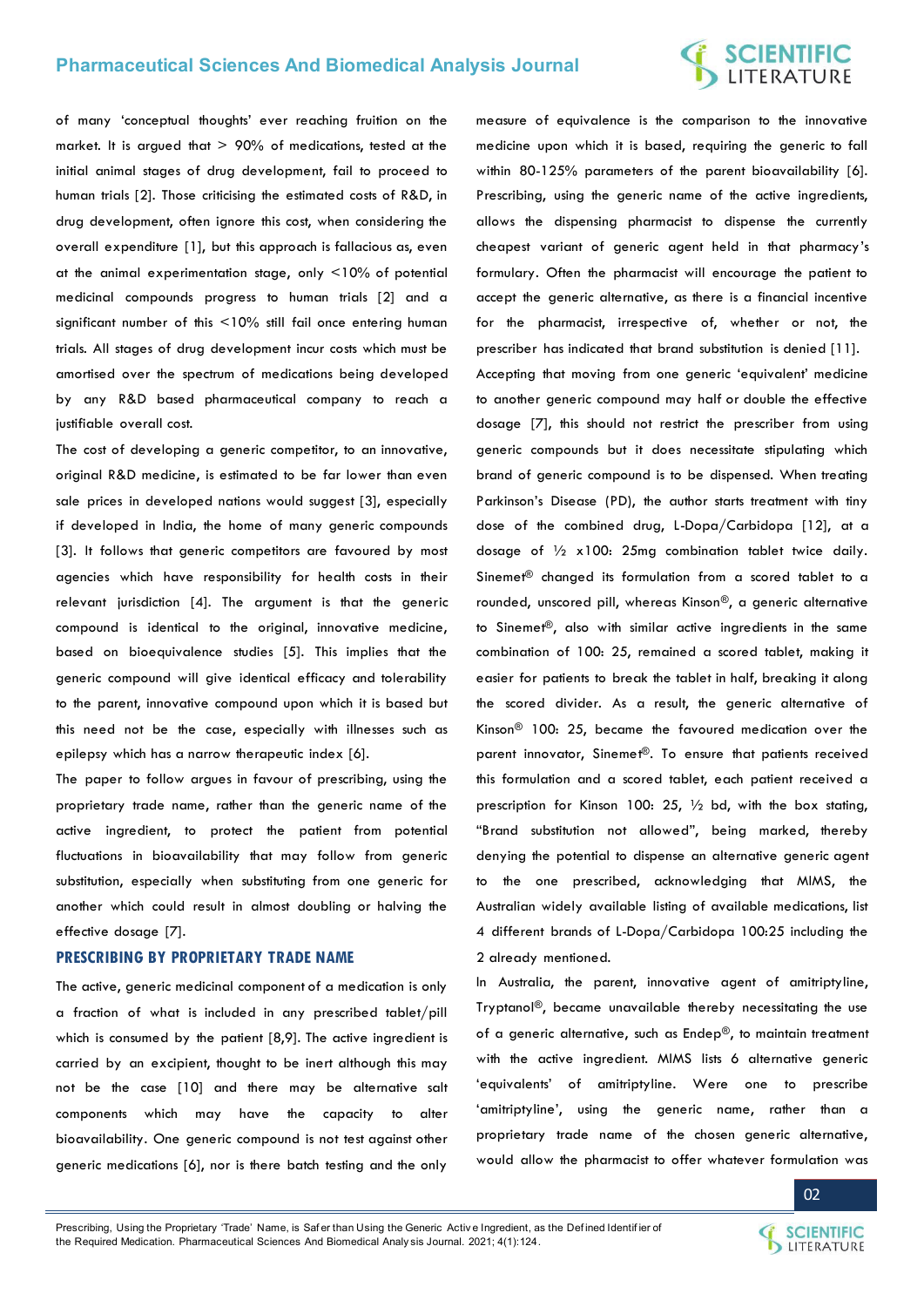of many 'conceptual thoughts' ever reaching fruition on the market. It is argued that > 90% of medications, tested at the initial animal stages of drug development, fail to proceed to human trials [2]. Those criticising the estimated costs of R&D, in drug development, often ignore this cost, when considering the overall expenditure [1], but this approach is fallacious as, even at the animal experimentation stage, only <10% of potential medicinal compounds progress to human trials [2] and a significant number of this <10% still fail once entering human trials. All stages of drug development incur costs which must be amortised over the spectrum of medications being developed by any R&D based pharmaceutical company to reach a justifiable overall cost.

The cost of developing a generic competitor, to an innovative, original R&D medicine, is estimated to be far lower than even sale prices in developed nations would suggest [3], especially if developed in India, the home of many generic compounds [3]. It follows that generic competitors are favoured by most agencies which have responsibility for health costs in their relevant jurisdiction [4]. The argument is that the generic compound is identical to the original, innovative medicine, based on bioequivalence studies [5]. This implies that the generic compound will give identical efficacy and tolerability to the parent, innovative compound upon which it is based but this need not be the case, especially with illnesses such as epilepsy which has a narrow therapeutic index [6].

The paper to follow argues in favour of prescribing, using the proprietary trade name, rather than the generic name of the active ingredient, to protect the patient from potential fluctuations in bioavailability that may follow from generic substitution, especially when substituting from one generic for another which could result in almost doubling or halving the effective dosage [7].

## PRESCRIBING BY PROPRIETARY TRADE NAME

The active, generic medicinal component of a medication is only a fraction of what is included in any prescribed tablet/pill which is consumed by the patient [8,9]. The active ingredient is carried by an excipient, thought to be inert although this may not be the case [10] and there may be alternative salt components which may have the capacity to alter bioavailability. One generic compound is not test against other generic medications [6], nor is there batch testing and the only measure of equivalence is the comparison to the innovative medicine upon which it is based, requiring the generic to fall within 80-125% parameters of the parent bioavailability [6]. Prescribing, using the generic name of the active ingredients, allows the dispensing pharmacist to dispense the currently cheapest variant of generic agent held in that pharmacy's formulary. Often the pharmacist will encourage the patient to accept the generic alternative, as there is a financial incentive for the pharmacist, irrespective of, whether or not, the prescriber has indicated that brand substitution is denied [11].

Accepting that moving from one generic 'equivalent' medicine to another generic compound may half or double the effective dosage [7], this should not restrict the prescriber from using generic compounds but it does necessitate stipulating which brand of generic compound is to be dispensed. When treating Parkinson's Disease (PD), the author starts treatment with tiny dose of the combined drug, L-Dopa/Carbidopa [12], at a dosage of ½ x100: 25mg combination tablet twice daily. Sinemet® changed its formulation from a scored tablet to a rounded, unscored pill, whereas Kinson®, a generic alternative to Sinemet®, also with similar active ingredients in the same combination of 100: 25, remained a scored tablet, making it easier for patients to break the tablet in half, breaking it along the scored divider. As a result, the generic alternative of Kinson® 100: 25, became the favoured medication over the parent innovator, Sinemet®. To ensure that patients received this formulation and a scored tablet, each patient received a prescription for Kinson 100: 25, ½ bd, with the box stating, "Brand substitution not allowed", being marked, thereby denying the potential to dispense an alternative generic agent to the one prescribed, acknowledging that MIMS, the Australian widely available listing of available medications, list 4 different brands of L-Dopa/Carbidopa 100:25 including the 2 already mentioned.

In Australia, the parent, innovative agent of amitriptyline, Tryptanol®, became unavailable thereby necessitating the use of a generic alternative, such as Endep®, to maintain treatment with the active ingredient. MIMS lists 6 alternative generic 'equivalents' of amitriptyline. Were one to prescribe 'amitriptyline', using the generic name, rather than a proprietary trade name of the chosen generic alternative, would allow the pharmacist to offer whatever formulation was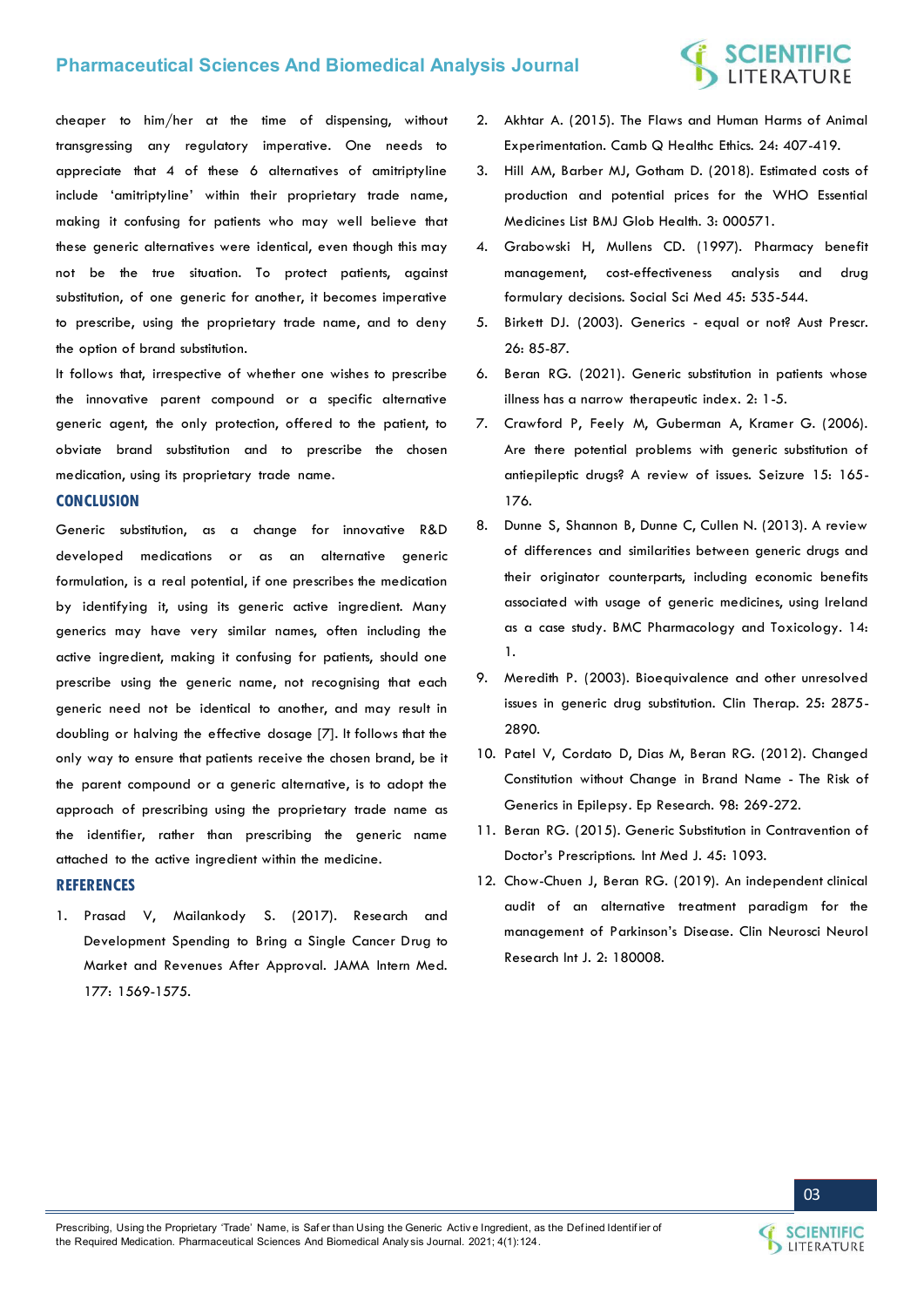cheaper to him/her at the time of dispensing, without transgressing any regulatory imperative. One needs to appreciate that 4 of these 6 alternatives of amitriptyline include 'amitriptyline' within their proprietary trade name, making it confusing for patients who may well believe that these generic alternatives were identical, even though this may not be the true situation. To protect patients, against substitution, of one generic for another, it becomes imperative to prescribe, using the proprietary trade name, and to deny the option of brand substitution.

It follows that, irrespective of whether one wishes to prescribe the innovative parent compound or a specific alternative generic agent, the only protection, offered to the patient, to obviate brand substitution and to prescribe the chosen medication, using its proprietary trade name.

## CONCLUSION

Generic substitution, as a change for innovative R&D developed medications or as an alternative generic formulation, is a real potential, if one prescribes the medication by identifying it, using its generic active ingredient. Many generics may have very similar names, often including the active ingredient, making it confusing for patients, should one prescribe using the generic name, not recognising that each generic need not be identical to another, and may result in doubling or halving the effective dosage [7]. It follows that the only way to ensure that patients receive the chosen brand, be it the parent compound or a generic alternative, is to adopt the approach of prescribing using the proprietary trade name as the identifier, rather than prescribing the generic name attached to the active ingredient within the medicine.

## REFERENCES

1. Prasad V, Mailankody S. (2017). Research and Development Spending to Bring a Single Cancer Drug to Market and Revenues After Approval. JAMA Intern Med. 177: 1569-1575.
2. Akhtar A. (2015). The Flaws and Human Harms of Animal Experimentation. Camb Q Healthc Ethics. 24: 407-419.
3. Hill AM, Barber MJ, Gotham D. (2018). Estimated costs of production and potential prices for the WHO Essential Medicines List BMJ Glob Health. 3: 000571.
4. Grabowski H, Mullens CD. (1997). Pharmacy benefit management, cost-effectiveness analysis and drug formulary decisions. Social Sci Med 45: 535-544.
5. Birkett DJ. (2003). Generics - equal or not? Aust Prescr. 26: 85-87.
6. Beran RG. (2021). Generic substitution in patients whose illness has a narrow therapeutic index. 2: 1-5.
7. Crawford P, Feely M, Guberman A, Kramer G. (2006). Are there potential problems with generic substitution of antiepileptic drugs? A review of issues. Seizure 15: 165-176.
8. Dunne S, Shannon B, Dunne C, Cullen N. (2013). A review of differences and similarities between generic drugs and their originator counterparts, including economic benefits associated with usage of generic medicines, using Ireland as a case study. BMC Pharmacology and Toxicology. 14: 1.
9. Meredith P. (2003). Bioequivalence and other unresolved issues in generic drug substitution. Clin Therap. 25: 2875-2890.
10. Patel V, Cordato D, Dias M, Beran RG. (2012). Changed Constitution without Change in Brand Name - The Risk of Generics in Epilepsy. Ep Research. 98: 269-272.
11. Beran RG. (2015). Generic Substitution in Contravention of Doctor's Prescriptions. Int Med J. 45: 1093.
12. Chow-Chuen J, Beran RG. (2019). An independent clinical audit of an alternative treatment paradigm for the management of Parkinson's Disease. Clin Neurosci Neurol Research Int J. 2: 180008.